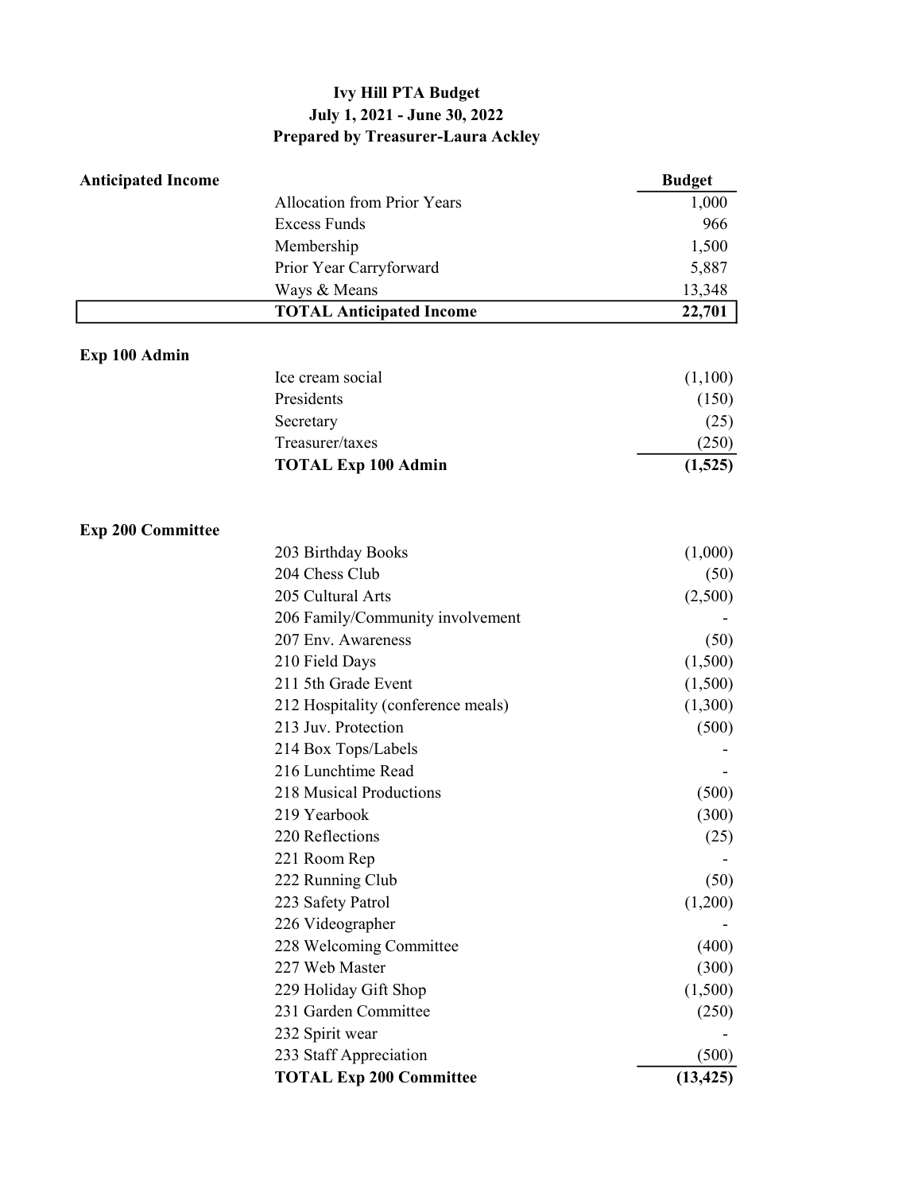# Ivy Hill PTA Budget
## July 1, 2021 - June 30, 2022
### Prepared by Treasurer-Laura Ackley

| | | Budget |
|---|---|---|
| **Anticipated Income** | | |
| | Allocation from Prior Years | 1,000 |
| | Excess Funds | 966 |
| | Membership | 1,500 |
| | Prior Year Carryforward | 5,887 |
| | Ways & Means | 13,348 |
| | **TOTAL Anticipated Income** | **22,701** |
| **Exp 100 Admin** | | |
| | Ice cream social | (1,100) |
| | Presidents | (150) |
| | Secretary | (25) |
| | Treasurer/taxes | (250) |
| | **TOTAL Exp 100 Admin** | **(1,525)** |
| **Exp 200 Committee** | | |
| | 203 Birthday Books | (1,000) |
| | 204 Chess Club | (50) |
| | 205 Cultural Arts | (2,500) |
| | 206 Family/Community involvement | - |
| | 207 Env. Awareness | (50) |
| | 210 Field Days | (1,500) |
| | 211 5th Grade Event | (1,500) |
| | 212 Hospitality (conference meals) | (1,300) |
| | 213 Juv. Protection | (500) |
| | 214 Box Tops/Labels | - |
| | 216 Lunchtime Read | - |
| | 218 Musical Productions | (500) |
| | 219 Yearbook | (300) |
| | 220 Reflections | (25) |
| | 221 Room Rep | - |
| | 222 Running Club | (50) |
| | 223 Safety Patrol | (1,200) |
| | 226 Videographer | - |
| | 228 Welcoming Committee | (400) |
| | 227 Web Master | (300) |
| | 229 Holiday Gift Shop | (1,500) |
| | 231 Garden Committee | (250) |
| | 232 Spirit wear | - |
| | 233 Staff Appreciation | (500) |
| | **TOTAL Exp 200 Committee** | **(13,425)** |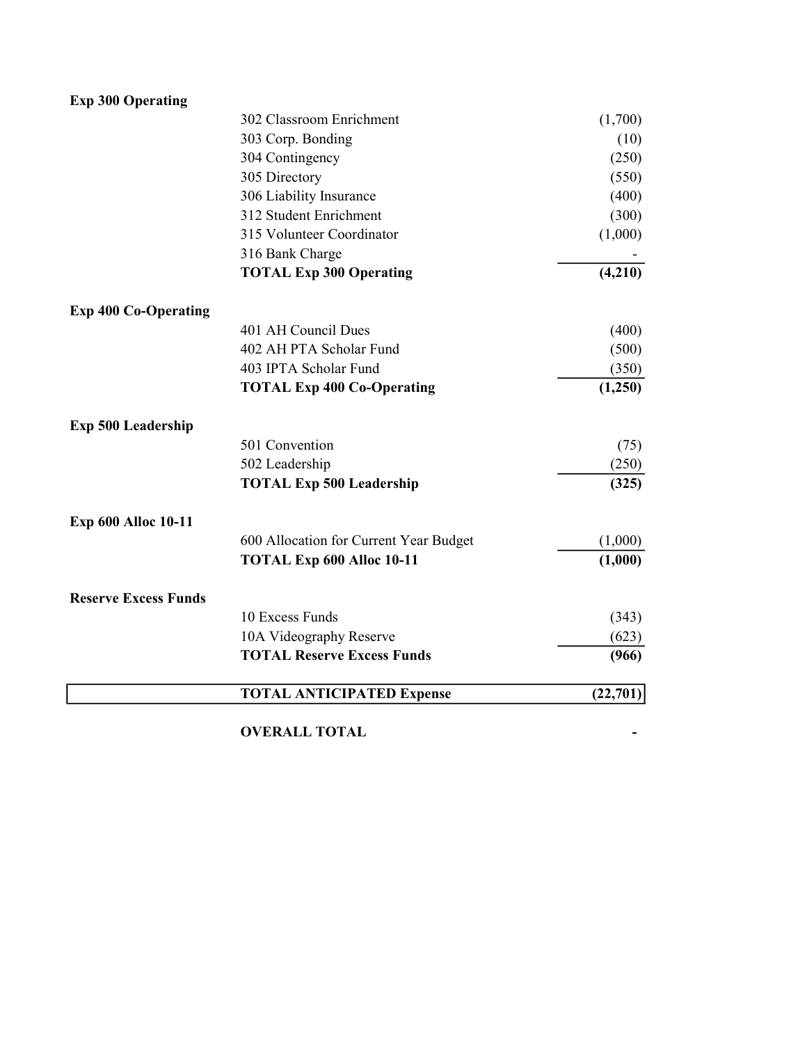| | | |
|---|---|---|
| **Exp 300 Operating** | | |
| | 302 Classroom Enrichment | (1,700) |
| | 303 Corp. Bonding | (10) |
| | 304 Contingency | (250) |
| | 305 Directory | (550) |
| | 306 Liability Insurance | (400) |
| | 312 Student Enrichment | (300) |
| | 315 Volunteer Coordinator | (1,000) |
| | 316 Bank Charge | - |
| | **TOTAL Exp 300 Operating** | **(4,210)** |
| **Exp 400 Co-Operating** | | |
| | 401 AH Council Dues | (400) |
| | 402 AH PTA Scholar Fund | (500) |
| | 403 IPTA Scholar Fund | (350) |
| | **TOTAL Exp 400 Co-Operating** | **(1,250)** |
| **Exp 500 Leadership** | | |
| | 501 Convention | (75) |
| | 502 Leadership | (250) |
| | **TOTAL Exp 500 Leadership** | **(325)** |
| **Exp 600 Alloc 10-11** | | |
| | 600 Allocation for Current Year Budget | (1,000) |
| | **TOTAL Exp 600 Alloc 10-11** | **(1,000)** |
| **Reserve Excess Funds** | | |
| | 10 Excess Funds | (343) |
| | 10A Videography Reserve | (623) |
| | **TOTAL Reserve Excess Funds** | **(966)** |
| | **TOTAL ANTICIPATED Expense** | **(22,701)** |
| | **OVERALL TOTAL** | **-** |